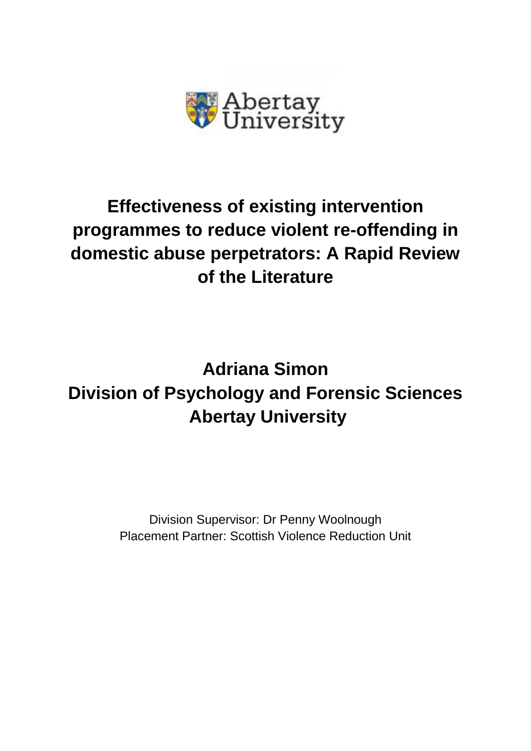Abertay University

# Effectiveness of existing intervention programmes to reduce violent re-offending in domestic abuse perpetrators: A Rapid Review of the Literature

**Adriana Simon**
**Division of Psychology and Forensic Sciences**
**Abertay University**

Division Supervisor: Dr Penny Woolnough
Placement Partner: Scottish Violence Reduction Unit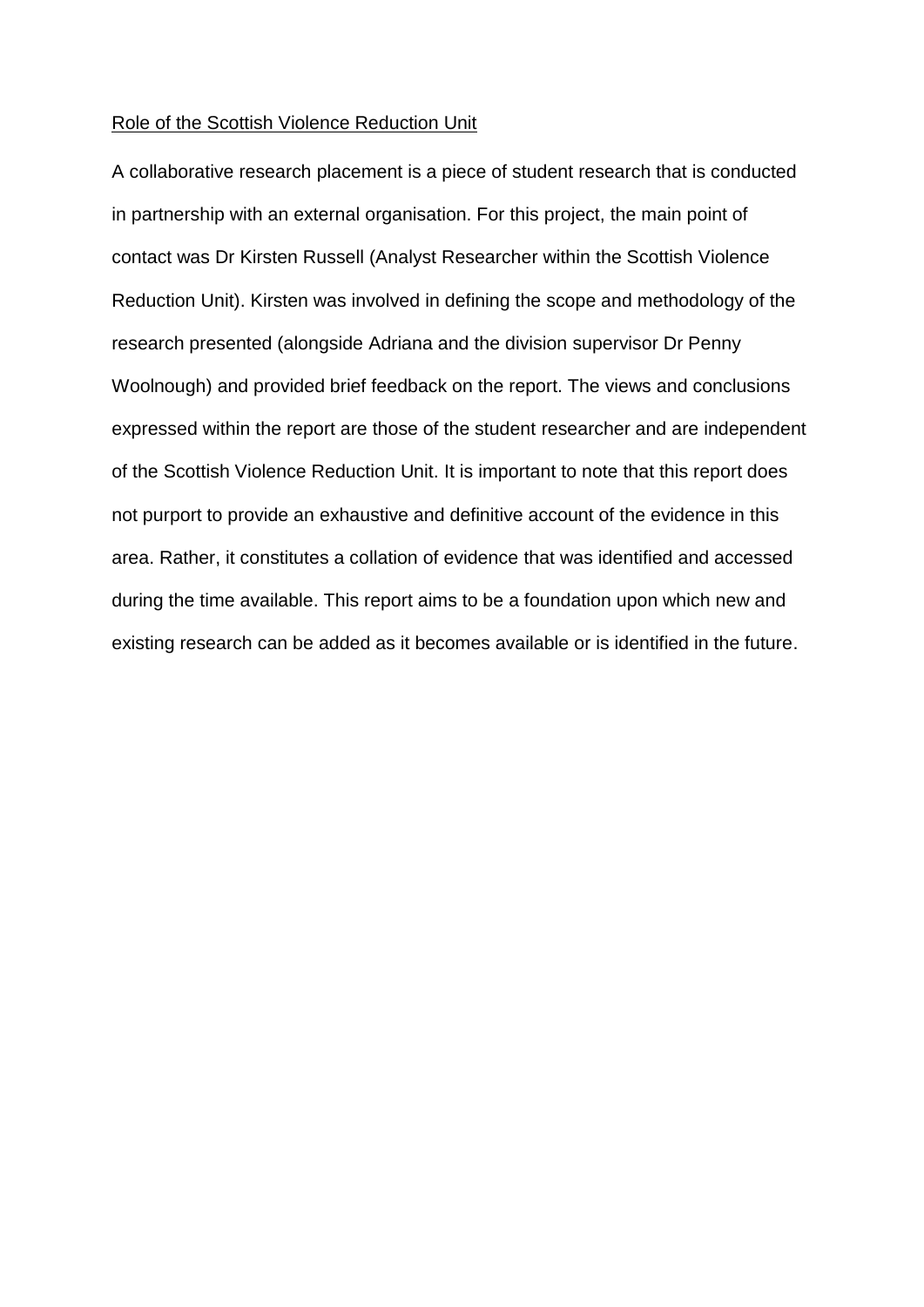## Role of the Scottish Violence Reduction Unit

A collaborative research placement is a piece of student research that is conducted in partnership with an external organisation. For this project, the main point of contact was Dr Kirsten Russell (Analyst Researcher within the Scottish Violence Reduction Unit). Kirsten was involved in defining the scope and methodology of the research presented (alongside Adriana and the division supervisor Dr Penny Woolnough) and provided brief feedback on the report. The views and conclusions expressed within the report are those of the student researcher and are independent of the Scottish Violence Reduction Unit. It is important to note that this report does not purport to provide an exhaustive and definitive account of the evidence in this area. Rather, it constitutes a collation of evidence that was identified and accessed during the time available. This report aims to be a foundation upon which new and existing research can be added as it becomes available or is identified in the future.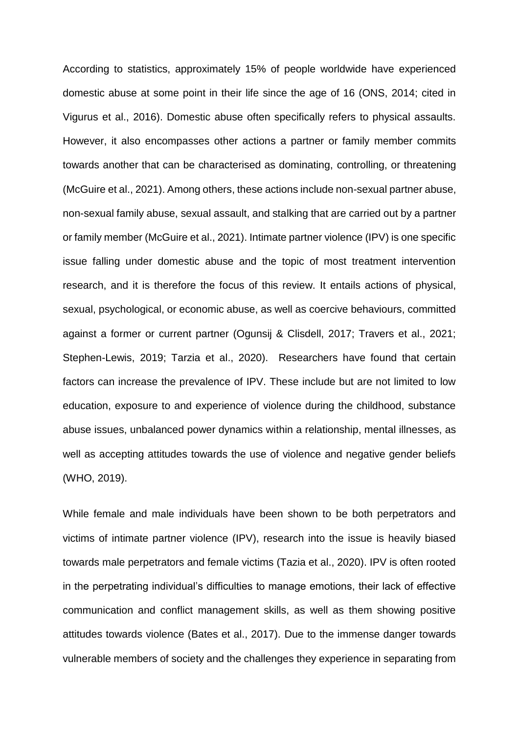According to statistics, approximately 15% of people worldwide have experienced domestic abuse at some point in their life since the age of 16 (ONS, 2014; cited in Vigurus et al., 2016). Domestic abuse often specifically refers to physical assaults. However, it also encompasses other actions a partner or family member commits towards another that can be characterised as dominating, controlling, or threatening (McGuire et al., 2021). Among others, these actions include non-sexual partner abuse, non-sexual family abuse, sexual assault, and stalking that are carried out by a partner or family member (McGuire et al., 2021). Intimate partner violence (IPV) is one specific issue falling under domestic abuse and the topic of most treatment intervention research, and it is therefore the focus of this review. It entails actions of physical, sexual, psychological, or economic abuse, as well as coercive behaviours, committed against a former or current partner (Ogunsij & Clisdell, 2017; Travers et al., 2021; Stephen-Lewis, 2019; Tarzia et al., 2020). Researchers have found that certain factors can increase the prevalence of IPV. These include but are not limited to low education, exposure to and experience of violence during the childhood, substance abuse issues, unbalanced power dynamics within a relationship, mental illnesses, as well as accepting attitudes towards the use of violence and negative gender beliefs (WHO, 2019).

While female and male individuals have been shown to be both perpetrators and victims of intimate partner violence (IPV), research into the issue is heavily biased towards male perpetrators and female victims (Tazia et al., 2020). IPV is often rooted in the perpetrating individual's difficulties to manage emotions, their lack of effective communication and conflict management skills, as well as them showing positive attitudes towards violence (Bates et al., 2017). Due to the immense danger towards vulnerable members of society and the challenges they experience in separating from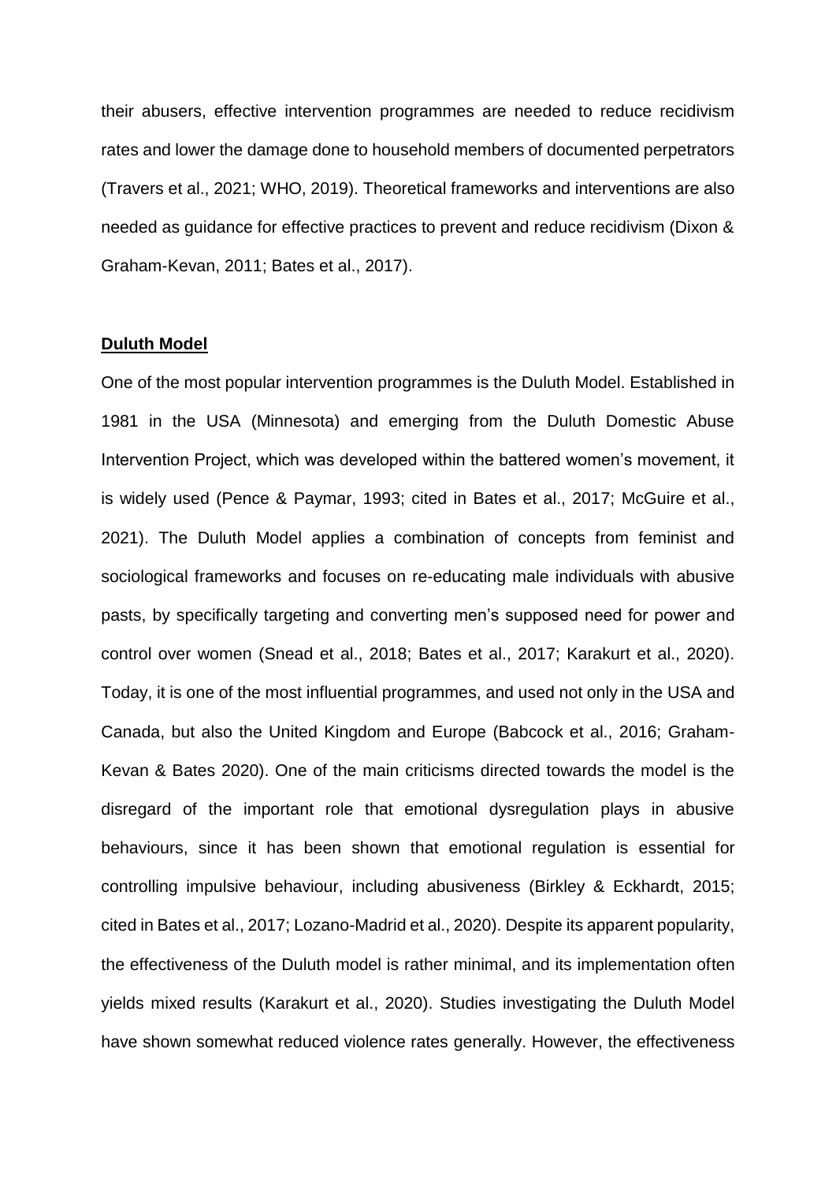their abusers, effective intervention programmes are needed to reduce recidivism rates and lower the damage done to household members of documented perpetrators (Travers et al., 2021; WHO, 2019). Theoretical frameworks and interventions are also needed as guidance for effective practices to prevent and reduce recidivism (Dixon & Graham-Kevan, 2011; Bates et al., 2017).

## Duluth Model

One of the most popular intervention programmes is the Duluth Model. Established in 1981 in the USA (Minnesota) and emerging from the Duluth Domestic Abuse Intervention Project, which was developed within the battered women's movement, it is widely used (Pence & Paymar, 1993; cited in Bates et al., 2017; McGuire et al., 2021). The Duluth Model applies a combination of concepts from feminist and sociological frameworks and focuses on re-educating male individuals with abusive pasts, by specifically targeting and converting men's supposed need for power and control over women (Snead et al., 2018; Bates et al., 2017; Karakurt et al., 2020). Today, it is one of the most influential programmes, and used not only in the USA and Canada, but also the United Kingdom and Europe (Babcock et al., 2016; Graham-Kevan & Bates 2020). One of the main criticisms directed towards the model is the disregard of the important role that emotional dysregulation plays in abusive behaviours, since it has been shown that emotional regulation is essential for controlling impulsive behaviour, including abusiveness (Birkley & Eckhardt, 2015; cited in Bates et al., 2017; Lozano-Madrid et al., 2020). Despite its apparent popularity, the effectiveness of the Duluth model is rather minimal, and its implementation often yields mixed results (Karakurt et al., 2020). Studies investigating the Duluth Model have shown somewhat reduced violence rates generally. However, the effectiveness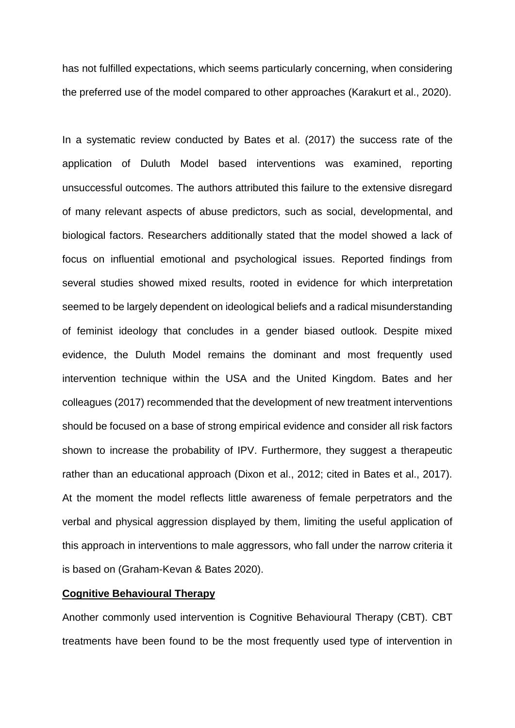has not fulfilled expectations, which seems particularly concerning, when considering the preferred use of the model compared to other approaches (Karakurt et al., 2020).

In a systematic review conducted by Bates et al. (2017) the success rate of the application of Duluth Model based interventions was examined, reporting unsuccessful outcomes. The authors attributed this failure to the extensive disregard of many relevant aspects of abuse predictors, such as social, developmental, and biological factors. Researchers additionally stated that the model showed a lack of focus on influential emotional and psychological issues. Reported findings from several studies showed mixed results, rooted in evidence for which interpretation seemed to be largely dependent on ideological beliefs and a radical misunderstanding of feminist ideology that concludes in a gender biased outlook. Despite mixed evidence, the Duluth Model remains the dominant and most frequently used intervention technique within the USA and the United Kingdom. Bates and her colleagues (2017) recommended that the development of new treatment interventions should be focused on a base of strong empirical evidence and consider all risk factors shown to increase the probability of IPV. Furthermore, they suggest a therapeutic rather than an educational approach (Dixon et al., 2012; cited in Bates et al., 2017). At the moment the model reflects little awareness of female perpetrators and the verbal and physical aggression displayed by them, limiting the useful application of this approach in interventions to male aggressors, who fall under the narrow criteria it is based on (Graham-Kevan & Bates 2020).

**Cognitive Behavioural Therapy**

Another commonly used intervention is Cognitive Behavioural Therapy (CBT). CBT treatments have been found to be the most frequently used type of intervention in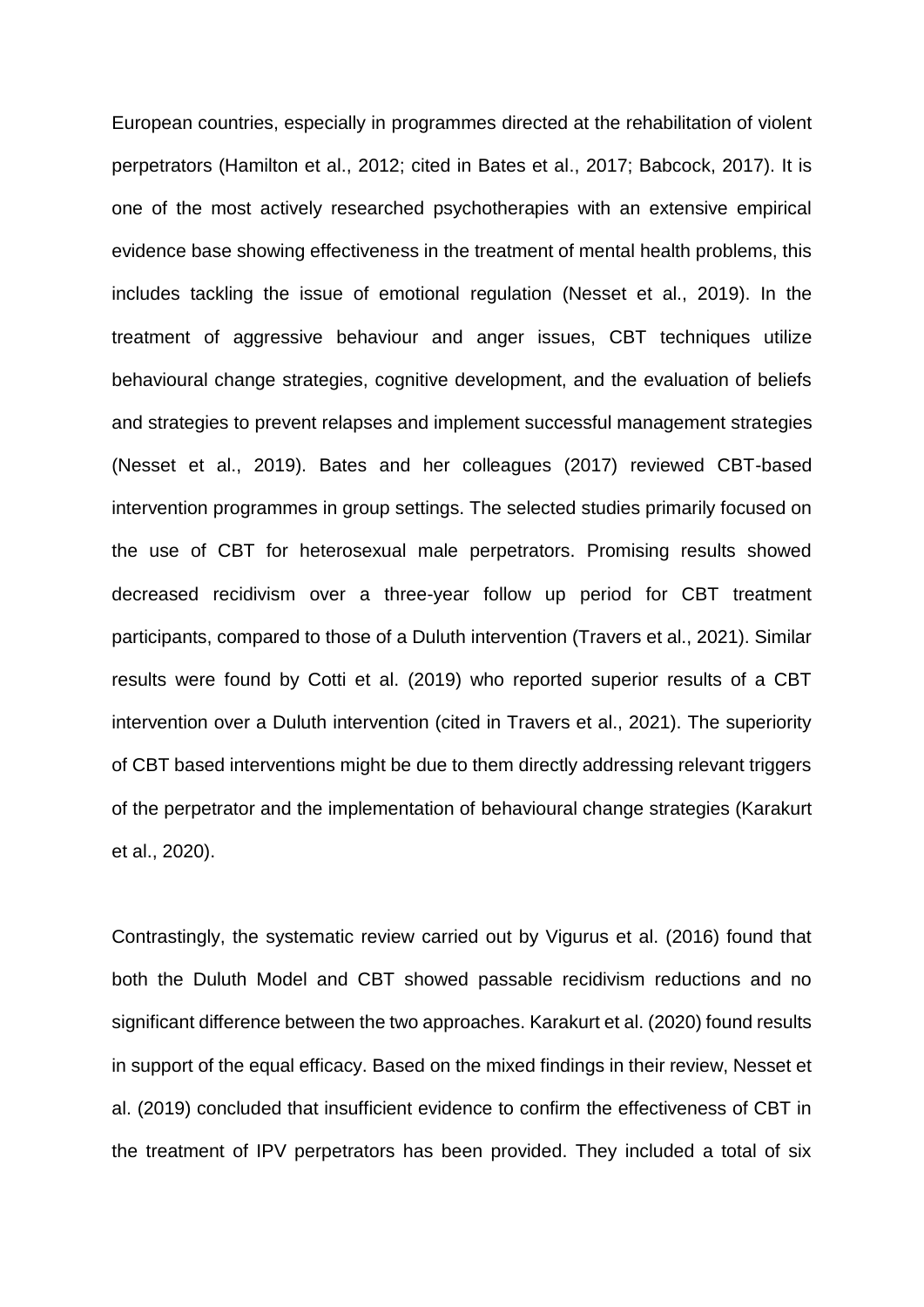European countries, especially in programmes directed at the rehabilitation of violent perpetrators (Hamilton et al., 2012; cited in Bates et al., 2017; Babcock, 2017). It is one of the most actively researched psychotherapies with an extensive empirical evidence base showing effectiveness in the treatment of mental health problems, this includes tackling the issue of emotional regulation (Nesset et al., 2019). In the treatment of aggressive behaviour and anger issues, CBT techniques utilize behavioural change strategies, cognitive development, and the evaluation of beliefs and strategies to prevent relapses and implement successful management strategies (Nesset et al., 2019). Bates and her colleagues (2017) reviewed CBT-based intervention programmes in group settings. The selected studies primarily focused on the use of CBT for heterosexual male perpetrators. Promising results showed decreased recidivism over a three-year follow up period for CBT treatment participants, compared to those of a Duluth intervention (Travers et al., 2021). Similar results were found by Cotti et al. (2019) who reported superior results of a CBT intervention over a Duluth intervention (cited in Travers et al., 2021). The superiority of CBT based interventions might be due to them directly addressing relevant triggers of the perpetrator and the implementation of behavioural change strategies (Karakurt et al., 2020).

Contrastingly, the systematic review carried out by Vigurus et al. (2016) found that both the Duluth Model and CBT showed passable recidivism reductions and no significant difference between the two approaches. Karakurt et al. (2020) found results in support of the equal efficacy. Based on the mixed findings in their review, Nesset et al. (2019) concluded that insufficient evidence to confirm the effectiveness of CBT in the treatment of IPV perpetrators has been provided. They included a total of six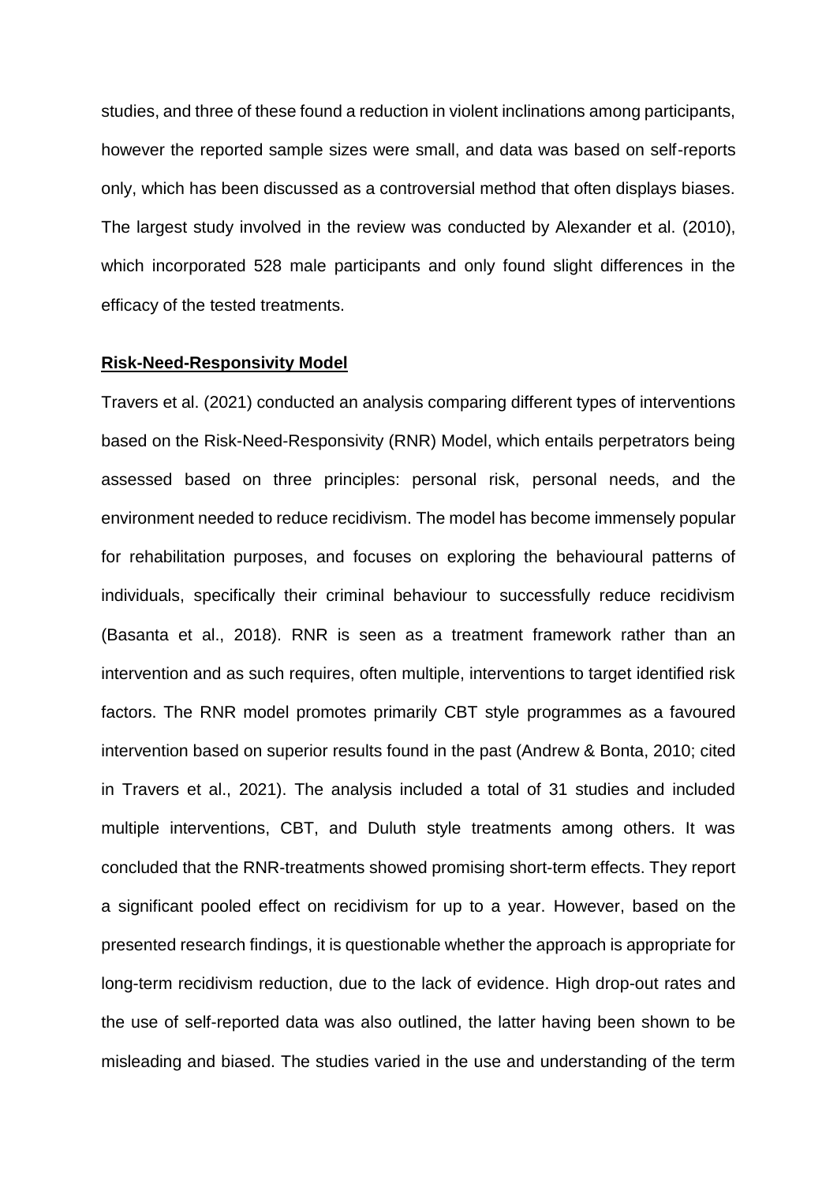studies, and three of these found a reduction in violent inclinations among participants, however the reported sample sizes were small, and data was based on self-reports only, which has been discussed as a controversial method that often displays biases. The largest study involved in the review was conducted by Alexander et al. (2010), which incorporated 528 male participants and only found slight differences in the efficacy of the tested treatments.

**Risk-Need-Responsivity Model**

Travers et al. (2021) conducted an analysis comparing different types of interventions based on the Risk-Need-Responsivity (RNR) Model, which entails perpetrators being assessed based on three principles: personal risk, personal needs, and the environment needed to reduce recidivism. The model has become immensely popular for rehabilitation purposes, and focuses on exploring the behavioural patterns of individuals, specifically their criminal behaviour to successfully reduce recidivism (Basanta et al., 2018). RNR is seen as a treatment framework rather than an intervention and as such requires, often multiple, interventions to target identified risk factors. The RNR model promotes primarily CBT style programmes as a favoured intervention based on superior results found in the past (Andrew & Bonta, 2010; cited in Travers et al., 2021). The analysis included a total of 31 studies and included multiple interventions, CBT, and Duluth style treatments among others. It was concluded that the RNR-treatments showed promising short-term effects. They report a significant pooled effect on recidivism for up to a year. However, based on the presented research findings, it is questionable whether the approach is appropriate for long-term recidivism reduction, due to the lack of evidence. High drop-out rates and the use of self-reported data was also outlined, the latter having been shown to be misleading and biased. The studies varied in the use and understanding of the term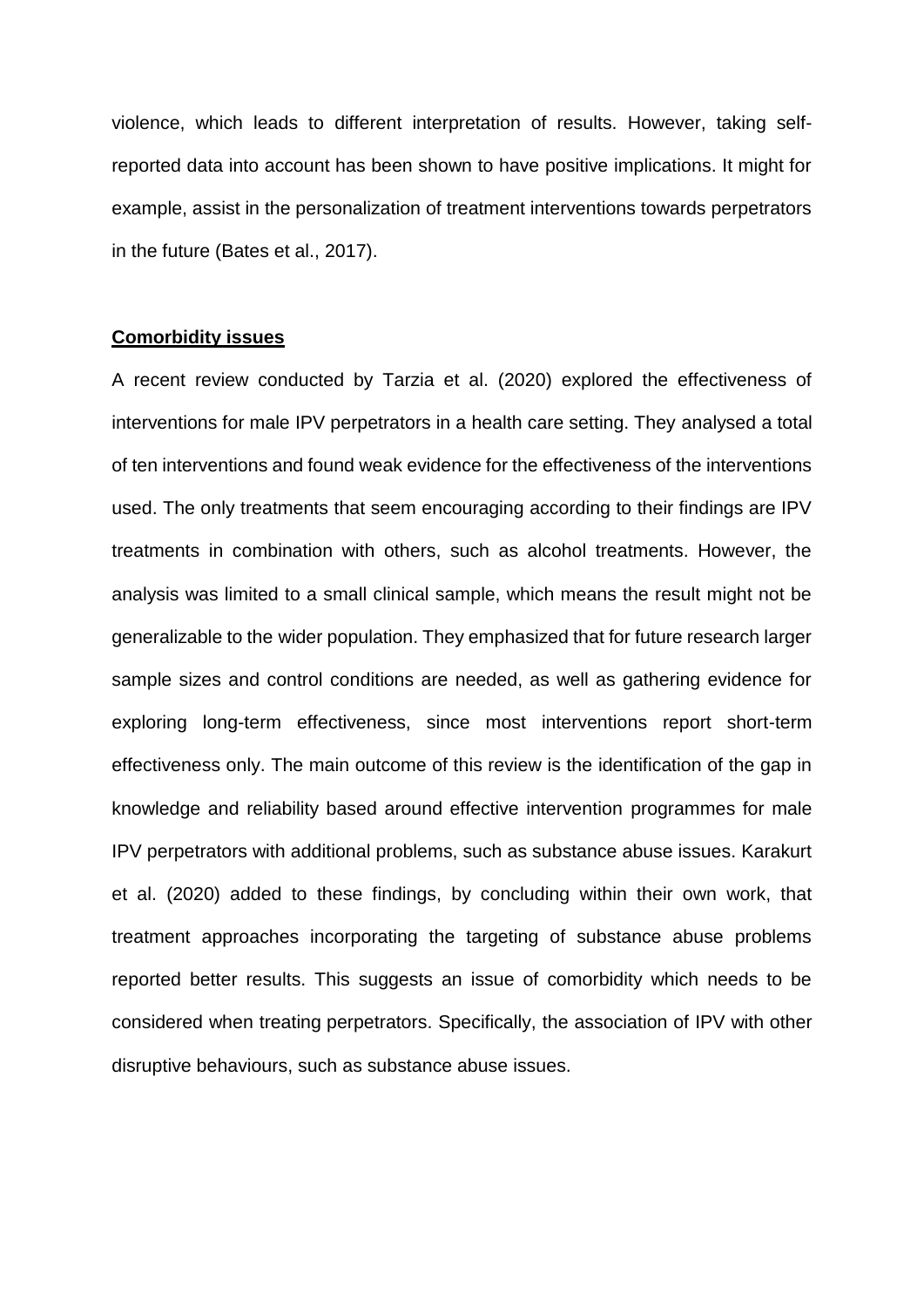violence, which leads to different interpretation of results. However, taking self-reported data into account has been shown to have positive implications. It might for example, assist in the personalization of treatment interventions towards perpetrators in the future (Bates et al., 2017).

**Comorbidity issues**

A recent review conducted by Tarzia et al. (2020) explored the effectiveness of interventions for male IPV perpetrators in a health care setting. They analysed a total of ten interventions and found weak evidence for the effectiveness of the interventions used. The only treatments that seem encouraging according to their findings are IPV treatments in combination with others, such as alcohol treatments. However, the analysis was limited to a small clinical sample, which means the result might not be generalizable to the wider population. They emphasized that for future research larger sample sizes and control conditions are needed, as well as gathering evidence for exploring long-term effectiveness, since most interventions report short-term effectiveness only. The main outcome of this review is the identification of the gap in knowledge and reliability based around effective intervention programmes for male IPV perpetrators with additional problems, such as substance abuse issues. Karakurt et al. (2020) added to these findings, by concluding within their own work, that treatment approaches incorporating the targeting of substance abuse problems reported better results. This suggests an issue of comorbidity which needs to be considered when treating perpetrators. Specifically, the association of IPV with other disruptive behaviours, such as substance abuse issues.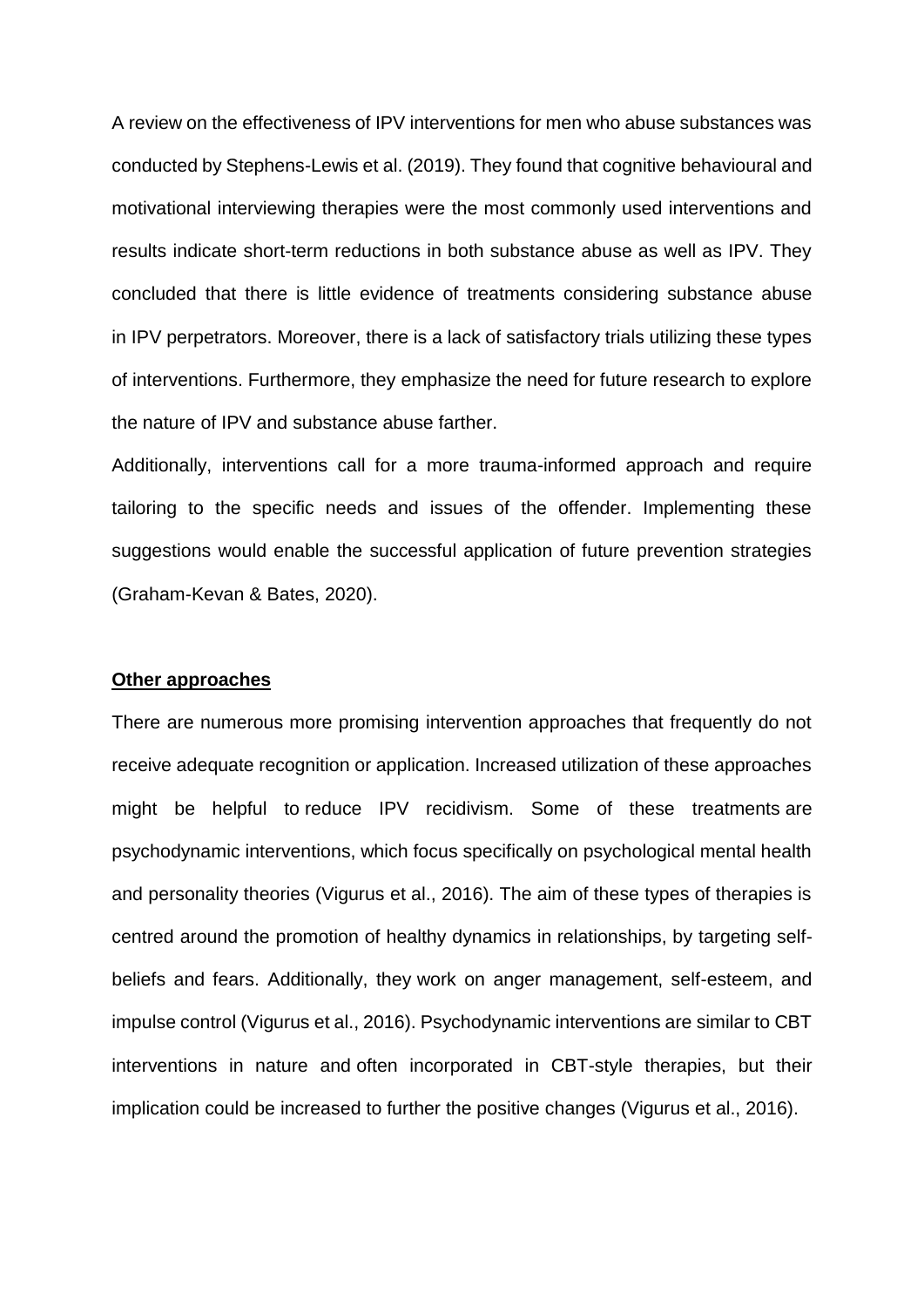A review on the effectiveness of IPV interventions for men who abuse substances was conducted by Stephens-Lewis et al. (2019). They found that cognitive behavioural and motivational interviewing therapies were the most commonly used interventions and results indicate short-term reductions in both substance abuse as well as IPV. They concluded that there is little evidence of treatments considering substance abuse in IPV perpetrators. Moreover, there is a lack of satisfactory trials utilizing these types of interventions. Furthermore, they emphasize the need for future research to explore the nature of IPV and substance abuse farther.

Additionally, interventions call for a more trauma-informed approach and require tailoring to the specific needs and issues of the offender. Implementing these suggestions would enable the successful application of future prevention strategies (Graham-Kevan & Bates, 2020).

**Other approaches**

There are numerous more promising intervention approaches that frequently do not receive adequate recognition or application. Increased utilization of these approaches might be helpful to reduce IPV recidivism. Some of these treatments are psychodynamic interventions, which focus specifically on psychological mental health and personality theories (Vigurus et al., 2016). The aim of these types of therapies is centred around the promotion of healthy dynamics in relationships, by targeting self-beliefs and fears. Additionally, they work on anger management, self-esteem, and impulse control (Vigurus et al., 2016). Psychodynamic interventions are similar to CBT interventions in nature and often incorporated in CBT-style therapies, but their implication could be increased to further the positive changes (Vigurus et al., 2016).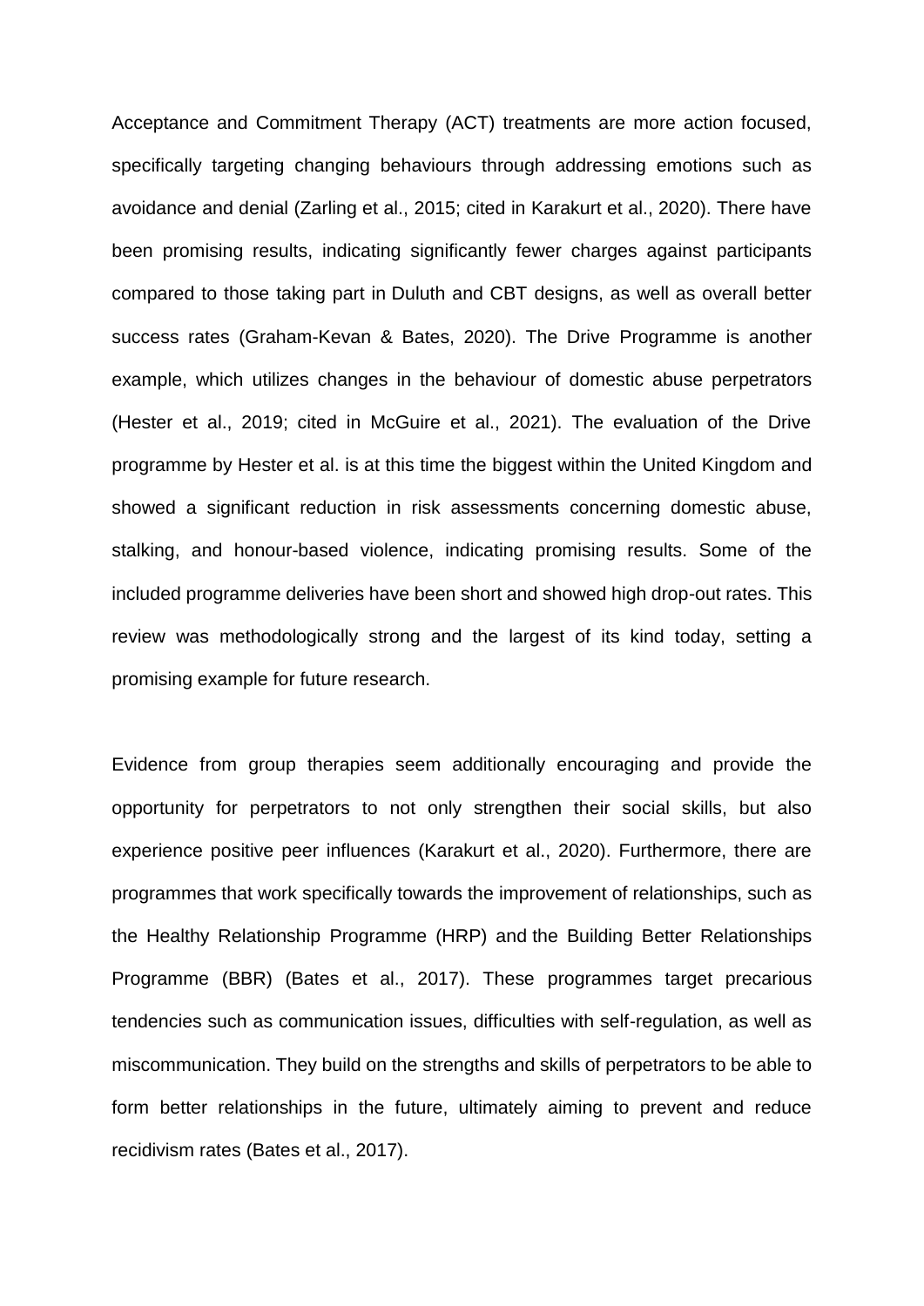Acceptance and Commitment Therapy (ACT) treatments are more action focused, specifically targeting changing behaviours through addressing emotions such as avoidance and denial (Zarling et al., 2015; cited in Karakurt et al., 2020). There have been promising results, indicating significantly fewer charges against participants compared to those taking part in Duluth and CBT designs, as well as overall better success rates (Graham-Kevan & Bates, 2020). The Drive Programme is another example, which utilizes changes in the behaviour of domestic abuse perpetrators (Hester et al., 2019; cited in McGuire et al., 2021). The evaluation of the Drive programme by Hester et al. is at this time the biggest within the United Kingdom and showed a significant reduction in risk assessments concerning domestic abuse, stalking, and honour-based violence, indicating promising results. Some of the included programme deliveries have been short and showed high drop-out rates. This review was methodologically strong and the largest of its kind today, setting a promising example for future research.

Evidence from group therapies seem additionally encouraging and provide the opportunity for perpetrators to not only strengthen their social skills, but also experience positive peer influences (Karakurt et al., 2020). Furthermore, there are programmes that work specifically towards the improvement of relationships, such as the Healthy Relationship Programme (HRP) and the Building Better Relationships Programme (BBR) (Bates et al., 2017). These programmes target precarious tendencies such as communication issues, difficulties with self-regulation, as well as miscommunication. They build on the strengths and skills of perpetrators to be able to form better relationships in the future, ultimately aiming to prevent and reduce recidivism rates (Bates et al., 2017).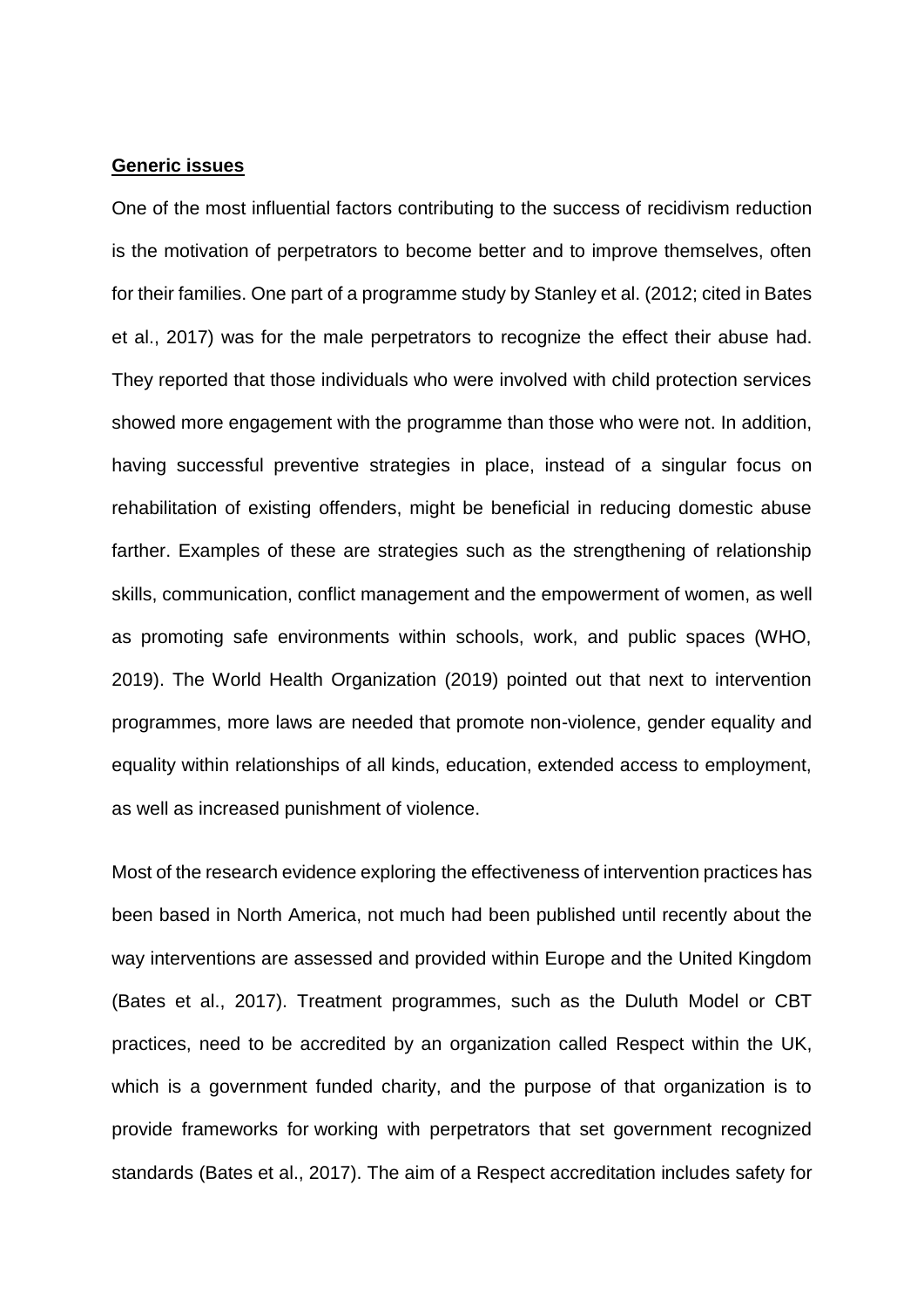**Generic issues**

One of the most influential factors contributing to the success of recidivism reduction is the motivation of perpetrators to become better and to improve themselves, often for their families. One part of a programme study by Stanley et al. (2012; cited in Bates et al., 2017) was for the male perpetrators to recognize the effect their abuse had. They reported that those individuals who were involved with child protection services showed more engagement with the programme than those who were not. In addition, having successful preventive strategies in place, instead of a singular focus on rehabilitation of existing offenders, might be beneficial in reducing domestic abuse farther. Examples of these are strategies such as the strengthening of relationship skills, communication, conflict management and the empowerment of women, as well as promoting safe environments within schools, work, and public spaces (WHO, 2019). The World Health Organization (2019) pointed out that next to intervention programmes, more laws are needed that promote non-violence, gender equality and equality within relationships of all kinds, education, extended access to employment, as well as increased punishment of violence.

Most of the research evidence exploring the effectiveness of intervention practices has been based in North America, not much had been published until recently about the way interventions are assessed and provided within Europe and the United Kingdom (Bates et al., 2017). Treatment programmes, such as the Duluth Model or CBT practices, need to be accredited by an organization called Respect within the UK, which is a government funded charity, and the purpose of that organization is to provide frameworks for working with perpetrators that set government recognized standards (Bates et al., 2017). The aim of a Respect accreditation includes safety for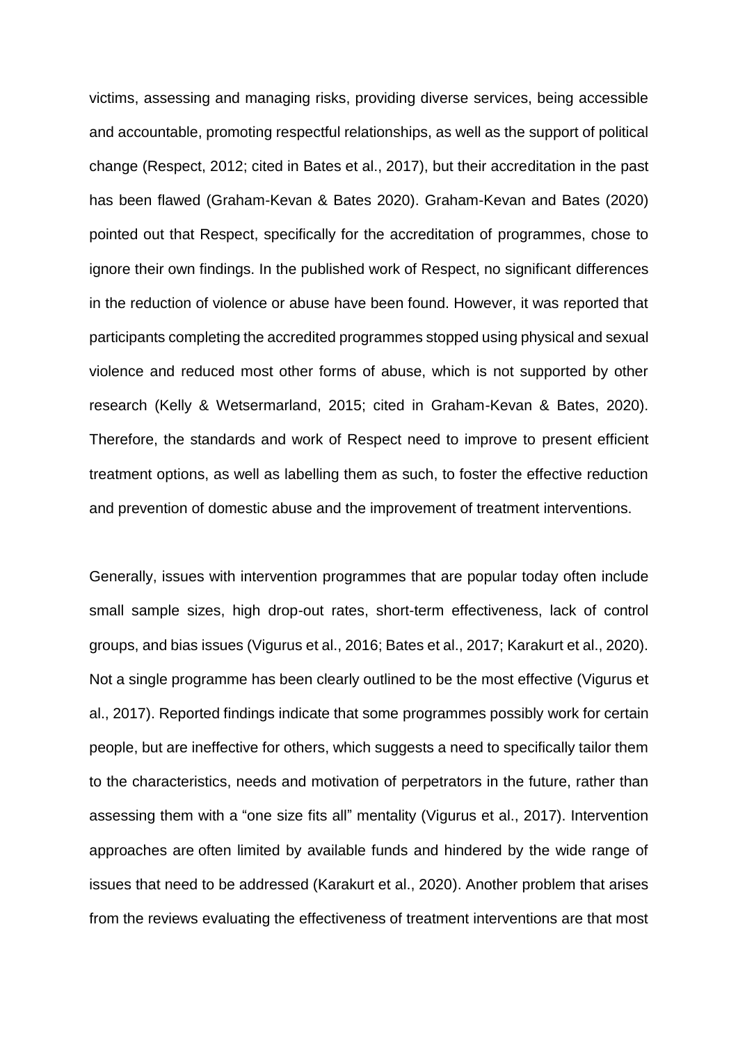victims, assessing and managing risks, providing diverse services, being accessible and accountable, promoting respectful relationships, as well as the support of political change (Respect, 2012; cited in Bates et al., 2017), but their accreditation in the past has been flawed (Graham-Kevan & Bates 2020). Graham-Kevan and Bates (2020) pointed out that Respect, specifically for the accreditation of programmes, chose to ignore their own findings. In the published work of Respect, no significant differences in the reduction of violence or abuse have been found. However, it was reported that participants completing the accredited programmes stopped using physical and sexual violence and reduced most other forms of abuse, which is not supported by other research (Kelly & Wetsermarland, 2015; cited in Graham-Kevan & Bates, 2020). Therefore, the standards and work of Respect need to improve to present efficient treatment options, as well as labelling them as such, to foster the effective reduction and prevention of domestic abuse and the improvement of treatment interventions.

Generally, issues with intervention programmes that are popular today often include small sample sizes, high drop-out rates, short-term effectiveness, lack of control groups, and bias issues (Vigurus et al., 2016; Bates et al., 2017; Karakurt et al., 2020). Not a single programme has been clearly outlined to be the most effective (Vigurus et al., 2017). Reported findings indicate that some programmes possibly work for certain people, but are ineffective for others, which suggests a need to specifically tailor them to the characteristics, needs and motivation of perpetrators in the future, rather than assessing them with a "one size fits all" mentality (Vigurus et al., 2017). Intervention approaches are often limited by available funds and hindered by the wide range of issues that need to be addressed (Karakurt et al., 2020). Another problem that arises from the reviews evaluating the effectiveness of treatment interventions are that most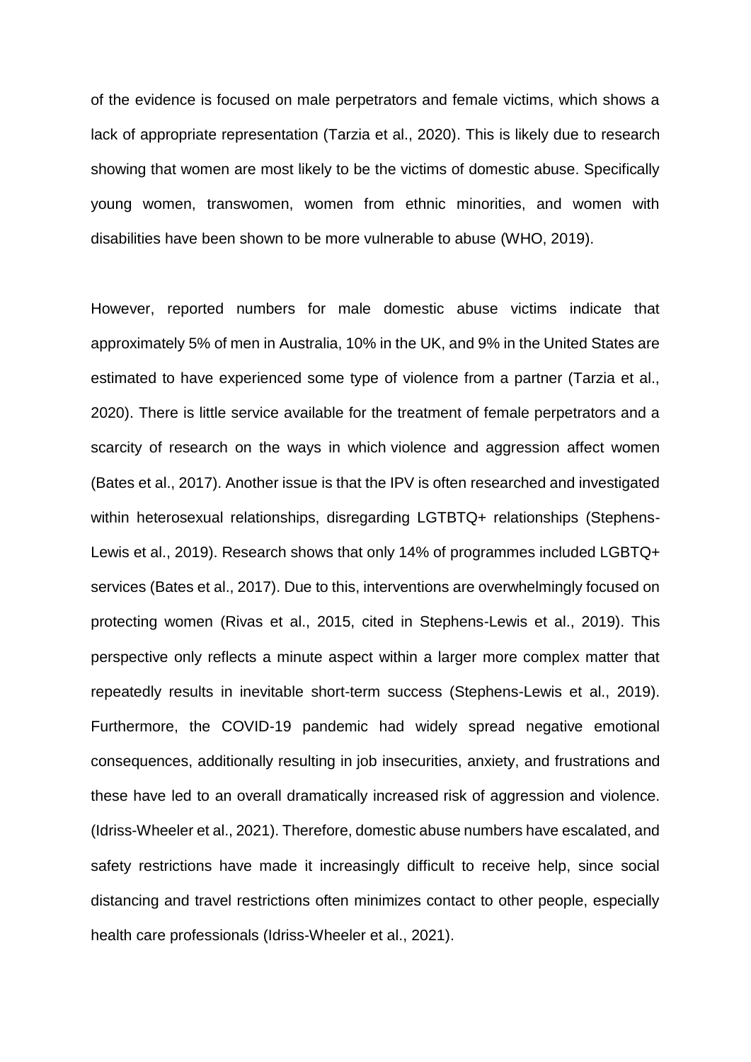of the evidence is focused on male perpetrators and female victims, which shows a lack of appropriate representation (Tarzia et al., 2020). This is likely due to research showing that women are most likely to be the victims of domestic abuse. Specifically young women, transwomen, women from ethnic minorities, and women with disabilities have been shown to be more vulnerable to abuse (WHO, 2019).

However, reported numbers for male domestic abuse victims indicate that approximately 5% of men in Australia, 10% in the UK, and 9% in the United States are estimated to have experienced some type of violence from a partner (Tarzia et al., 2020). There is little service available for the treatment of female perpetrators and a scarcity of research on the ways in which violence and aggression affect women (Bates et al., 2017). Another issue is that the IPV is often researched and investigated within heterosexual relationships, disregarding LGTBTQ+ relationships (Stephens-Lewis et al., 2019). Research shows that only 14% of programmes included LGBTQ+ services (Bates et al., 2017). Due to this, interventions are overwhelmingly focused on protecting women (Rivas et al., 2015, cited in Stephens-Lewis et al., 2019). This perspective only reflects a minute aspect within a larger more complex matter that repeatedly results in inevitable short-term success (Stephens-Lewis et al., 2019). Furthermore, the COVID-19 pandemic had widely spread negative emotional consequences, additionally resulting in job insecurities, anxiety, and frustrations and these have led to an overall dramatically increased risk of aggression and violence. (Idriss-Wheeler et al., 2021). Therefore, domestic abuse numbers have escalated, and safety restrictions have made it increasingly difficult to receive help, since social distancing and travel restrictions often minimizes contact to other people, especially health care professionals (Idriss-Wheeler et al., 2021).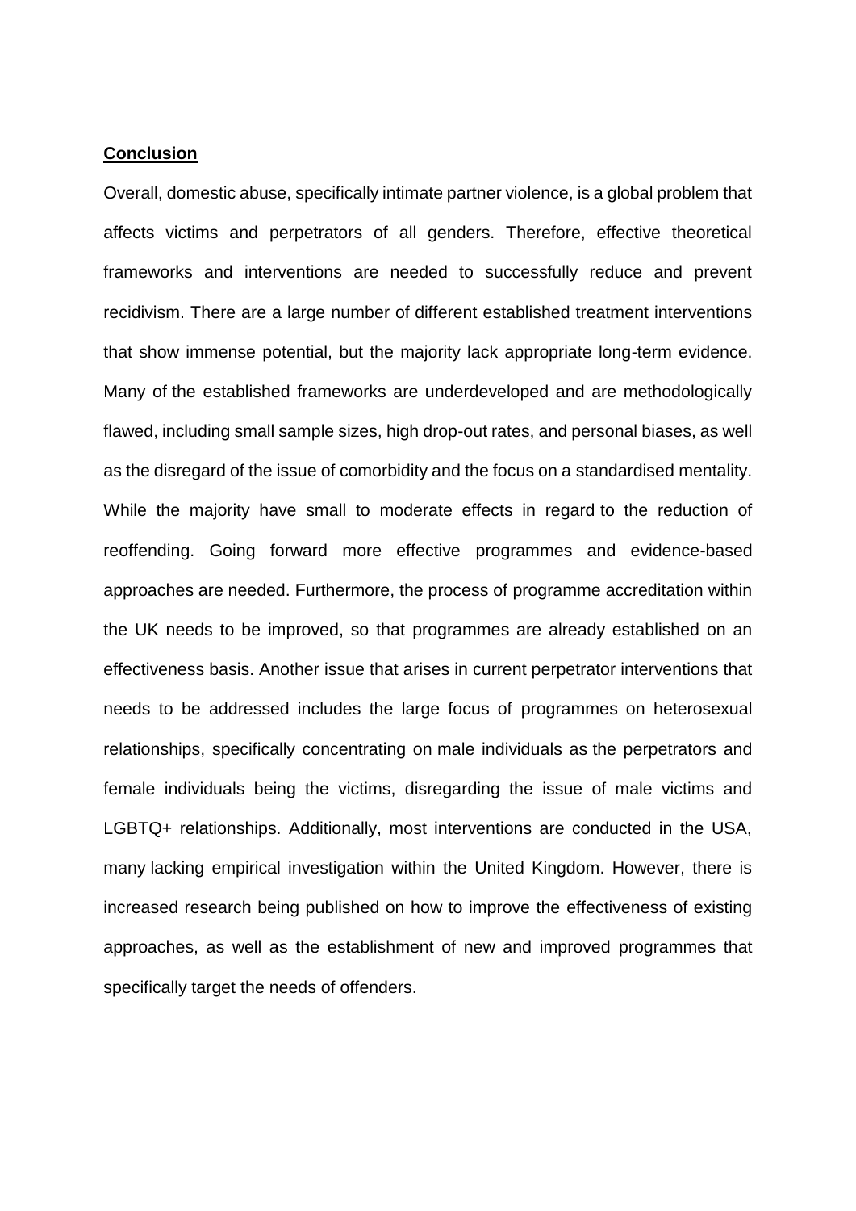## **Conclusion**

Overall, domestic abuse, specifically intimate partner violence, is a global problem that affects victims and perpetrators of all genders. Therefore, effective theoretical frameworks and interventions are needed to successfully reduce and prevent recidivism. There are a large number of different established treatment interventions that show immense potential, but the majority lack appropriate long-term evidence. Many of the established frameworks are underdeveloped and are methodologically flawed, including small sample sizes, high drop-out rates, and personal biases, as well as the disregard of the issue of comorbidity and the focus on a standardised mentality. While the majority have small to moderate effects in regard to the reduction of reoffending. Going forward more effective programmes and evidence-based approaches are needed. Furthermore, the process of programme accreditation within the UK needs to be improved, so that programmes are already established on an effectiveness basis. Another issue that arises in current perpetrator interventions that needs to be addressed includes the large focus of programmes on heterosexual relationships, specifically concentrating on male individuals as the perpetrators and female individuals being the victims, disregarding the issue of male victims and LGBTQ+ relationships. Additionally, most interventions are conducted in the USA, many lacking empirical investigation within the United Kingdom. However, there is increased research being published on how to improve the effectiveness of existing approaches, as well as the establishment of new and improved programmes that specifically target the needs of offenders.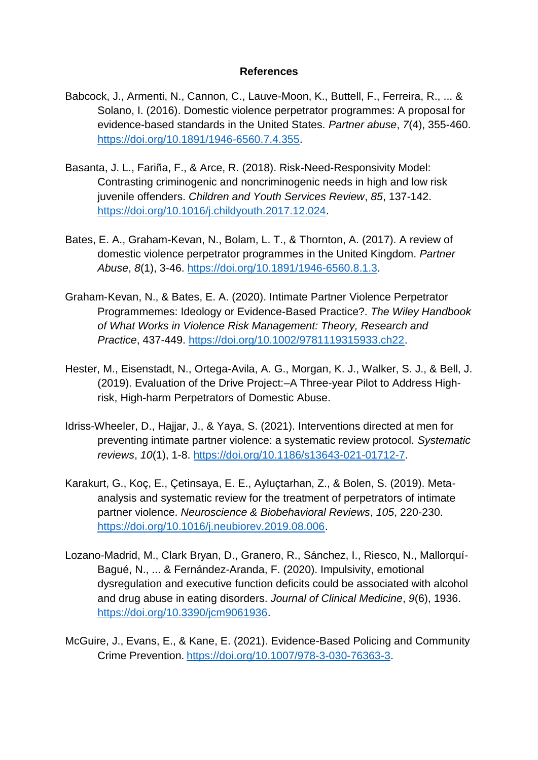# References

Babcock, J., Armenti, N., Cannon, C., Lauve-Moon, K., Buttell, F., Ferreira, R., ... & Solano, I. (2016). Domestic violence perpetrator programmes: A proposal for evidence-based standards in the United States. *Partner abuse*, *7*(4), 355-460. https://doi.org/10.1891/1946-6560.7.4.355.

Basanta, J. L., Fariña, F., & Arce, R. (2018). Risk-Need-Responsivity Model: Contrasting criminogenic and noncriminogenic needs in high and low risk juvenile offenders. *Children and Youth Services Review*, *85*, 137-142. https://doi.org/10.1016/j.childyouth.2017.12.024.

Bates, E. A., Graham-Kevan, N., Bolam, L. T., & Thornton, A. (2017). A review of domestic violence perpetrator programmes in the United Kingdom. *Partner Abuse*, *8*(1), 3-46. https://doi.org/10.1891/1946-6560.8.1.3.

Graham-Kevan, N., & Bates, E. A. (2020). Intimate Partner Violence Perpetrator Programmemes: Ideology or Evidence-Based Practice?. *The Wiley Handbook of What Works in Violence Risk Management: Theory, Research and Practice*, 437-449. https://doi.org/10.1002/9781119315933.ch22.

Hester, M., Eisenstadt, N., Ortega-Avila, A. G., Morgan, K. J., Walker, S. J., & Bell, J. (2019). Evaluation of the Drive Project:–A Three-year Pilot to Address High-risk, High-harm Perpetrators of Domestic Abuse.

Idriss-Wheeler, D., Hajjar, J., & Yaya, S. (2021). Interventions directed at men for preventing intimate partner violence: a systematic review protocol. *Systematic reviews*, *10*(1), 1-8. https://doi.org/10.1186/s13643-021-01712-7.

Karakurt, G., Koç, E., Çetinsaya, E. E., Ayluçtarhan, Z., & Bolen, S. (2019). Meta-analysis and systematic review for the treatment of perpetrators of intimate partner violence. *Neuroscience & Biobehavioral Reviews*, *105*, 220-230. https://doi.org/10.1016/j.neubiorev.2019.08.006.

Lozano-Madrid, M., Clark Bryan, D., Granero, R., Sánchez, I., Riesco, N., Mallorquí-Bagué, N., ... & Fernández-Aranda, F. (2020). Impulsivity, emotional dysregulation and executive function deficits could be associated with alcohol and drug abuse in eating disorders. *Journal of Clinical Medicine*, *9*(6), 1936. https://doi.org/10.3390/jcm9061936.

McGuire, J., Evans, E., & Kane, E. (2021). Evidence-Based Policing and Community Crime Prevention. https://doi.org/10.1007/978-3-030-76363-3.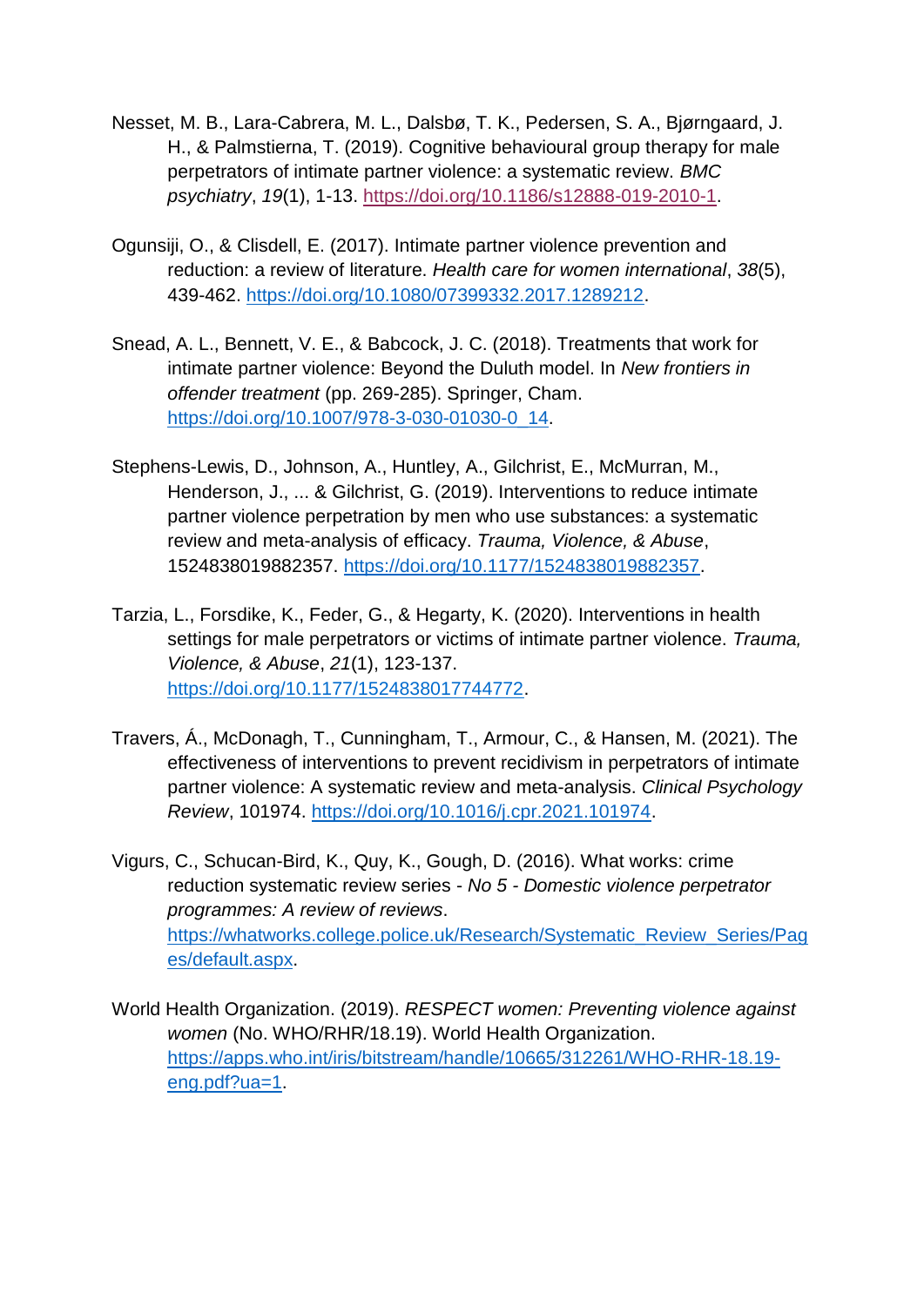Nesset, M. B., Lara-Cabrera, M. L., Dalsbø, T. K., Pedersen, S. A., Bjørngaard, J. H., & Palmstierna, T. (2019). Cognitive behavioural group therapy for male perpetrators of intimate partner violence: a systematic review. *BMC psychiatry*, *19*(1), 1-13. https://doi.org/10.1186/s12888-019-2010-1.

Ogunsiji, O., & Clisdell, E. (2017). Intimate partner violence prevention and reduction: a review of literature. *Health care for women international*, *38*(5), 439-462. https://doi.org/10.1080/07399332.2017.1289212.

Snead, A. L., Bennett, V. E., & Babcock, J. C. (2018). Treatments that work for intimate partner violence: Beyond the Duluth model. In *New frontiers in offender treatment* (pp. 269-285). Springer, Cham. https://doi.org/10.1007/978-3-030-01030-0_14.

Stephens-Lewis, D., Johnson, A., Huntley, A., Gilchrist, E., McMurran, M., Henderson, J., ... & Gilchrist, G. (2019). Interventions to reduce intimate partner violence perpetration by men who use substances: a systematic review and meta-analysis of efficacy. *Trauma, Violence, & Abuse*, 1524838019882357. https://doi.org/10.1177/1524838019882357.

Tarzia, L., Forsdike, K., Feder, G., & Hegarty, K. (2020). Interventions in health settings for male perpetrators or victims of intimate partner violence. *Trauma, Violence, & Abuse*, *21*(1), 123-137. https://doi.org/10.1177/1524838017744772.

Travers, Á., McDonagh, T., Cunningham, T., Armour, C., & Hansen, M. (2021). The effectiveness of interventions to prevent recidivism in perpetrators of intimate partner violence: A systematic review and meta-analysis. *Clinical Psychology Review*, 101974. https://doi.org/10.1016/j.cpr.2021.101974.

Vigurs, C., Schucan-Bird, K., Quy, K., Gough, D. (2016). What works: crime reduction systematic review series - *No 5 - Domestic violence perpetrator programmes: A review of reviews*. https://whatworks.college.police.uk/Research/Systematic_Review_Series/Pages/default.aspx.

World Health Organization. (2019). *RESPECT women: Preventing violence against women* (No. WHO/RHR/18.19). World Health Organization. https://apps.who.int/iris/bitstream/handle/10665/312261/WHO-RHR-18.19-eng.pdf?ua=1.